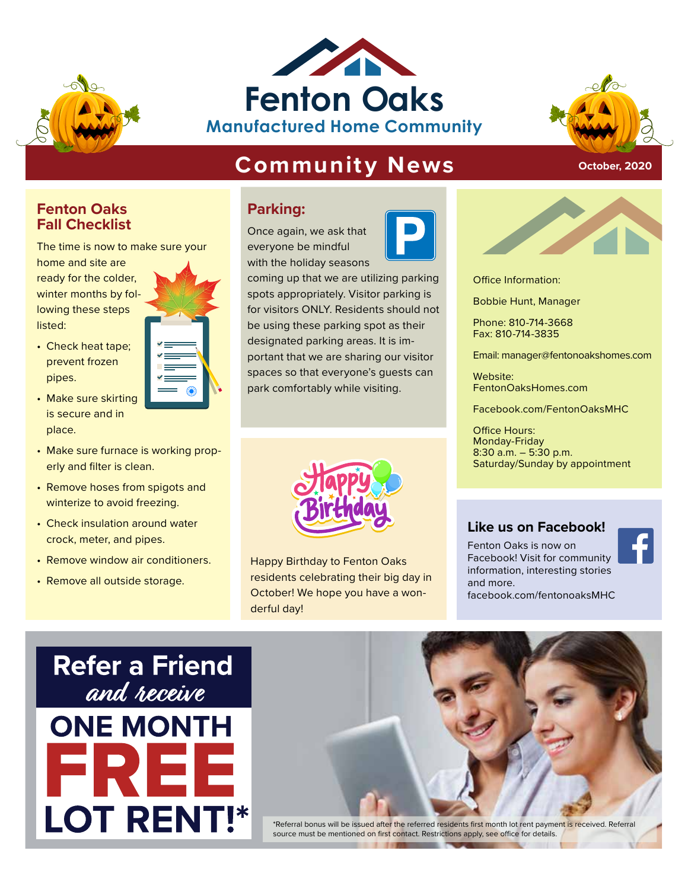# Fenton Oaks

## Manufactured Home Community

# Community News

October, 2020

## Fenton Oaks Fall Checklist

The time is now to make sure your home and site are ready for the colder, winter months by following these steps listed:

- Check heat tape; prevent frozen pipes.
- Make sure skirting is secure and in place.
- Make sure furnace is working properly and filter is clean.
- Remove hoses from spigots and winterize to avoid freezing.
- Check insulation around water crock, meter, and pipes.
- Remove window air conditioners.
- Remove all outside storage.

## Parking:

Once again, we ask that everyone be mindful with the holiday seasons coming up that we are utilizing parking spots appropriately. Visitor parking is for visitors ONLY. Residents should not be using these parking spot as their designated parking areas. It is important that we are sharing our visitor spaces so that everyone's guests can park comfortably while visiting.

## Happy Birthday

Happy Birthday to Fenton Oaks residents celebrating their big day in October! We hope you have a wonderful day!

Office Information:

Bobbie Hunt, Manager

Phone: 810-714-3668
Fax: 810-714-3835

Email: manager@fentonoakshomes.com

Website:
FentonOaksHomes.com

Facebook.com/FentonOaksMHC

Office Hours:
Monday-Friday
8:30 a.m. – 5:30 p.m.
Saturday/Sunday by appointment

## Like us on Facebook!

Fenton Oaks is now on Facebook! Visit for community information, interesting stories and more.
facebook.com/fentonoaksMHC

# Refer a Friend

*and receive*

# ONE MONTH FREE LOT RENT!*

*Referral bonus will be issued after the referred residents first month lot rent payment is received. Referral source must be mentioned on first contact. Restrictions apply, see office for details.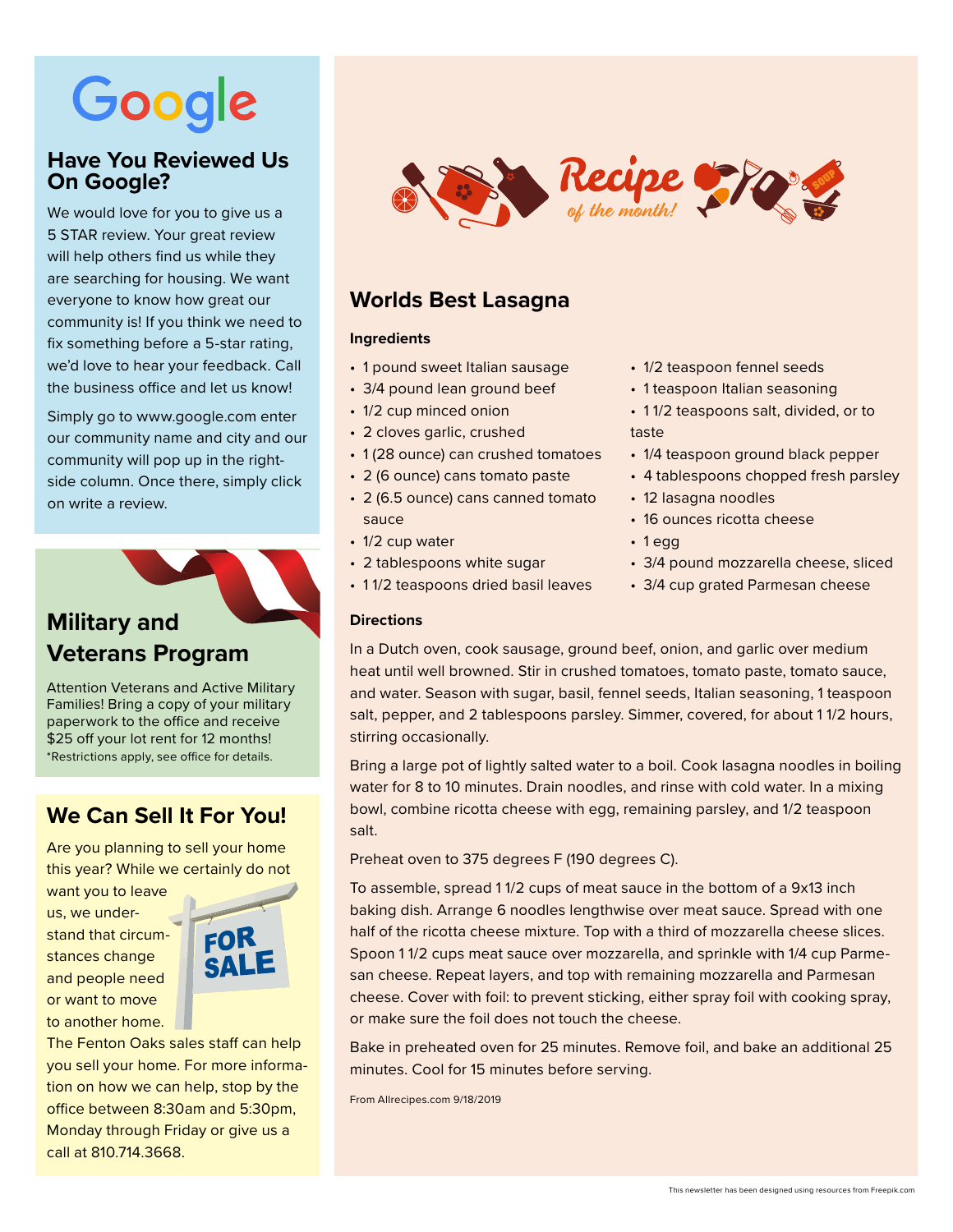Google

## Have You Reviewed Us On Google?

We would love for you to give us a 5 STAR review. Your great review will help others find us while they are searching for housing. We want everyone to know how great our community is! If you think we need to fix something before a 5-star rating, we'd love to hear your feedback. Call the business office and let us know!

Simply go to www.google.com enter our community name and city and our community will pop up in the right-side column. Once there, simply click on write a review.

## Military and Veterans Program

Attention Veterans and Active Military Families! Bring a copy of your military paperwork to the office and receive $25 off your lot rent for 12 months!
*Restrictions apply, see office for details.

## We Can Sell It For You!

Are you planning to sell your home this year? While we certainly do not want you to leave us, we understand that circumstances change and people need or want to move to another home. The Fenton Oaks sales staff can help you sell your home. For more information on how we can help, stop by the office between 8:30am and 5:30pm, Monday through Friday or give us a call at 810.714.3668.

FOR SALE

Recipe of the month!

## Worlds Best Lasagna

### Ingredients

- 1 pound sweet Italian sausage
- 3/4 pound lean ground beef
- 1/2 cup minced onion
- 2 cloves garlic, crushed
- 1 (28 ounce) can crushed tomatoes
- 2 (6 ounce) cans tomato paste
- 2 (6.5 ounce) cans canned tomato sauce
- 1/2 cup water
- 2 tablespoons white sugar
- 1 1/2 teaspoons dried basil leaves
- 1/2 teaspoon fennel seeds
- 1 teaspoon Italian seasoning
- 1 1/2 teaspoons salt, divided, or to taste
- 1/4 teaspoon ground black pepper
- 4 tablespoons chopped fresh parsley
- 12 lasagna noodles
- 16 ounces ricotta cheese
- 1 egg
- 3/4 pound mozzarella cheese, sliced
- 3/4 cup grated Parmesan cheese

### Directions

In a Dutch oven, cook sausage, ground beef, onion, and garlic over medium heat until well browned. Stir in crushed tomatoes, tomato paste, tomato sauce, and water. Season with sugar, basil, fennel seeds, Italian seasoning, 1 teaspoon salt, pepper, and 2 tablespoons parsley. Simmer, covered, for about 1 1/2 hours, stirring occasionally.

Bring a large pot of lightly salted water to a boil. Cook lasagna noodles in boiling water for 8 to 10 minutes. Drain noodles, and rinse with cold water. In a mixing bowl, combine ricotta cheese with egg, remaining parsley, and 1/2 teaspoon salt.

Preheat oven to 375 degrees F (190 degrees C).

To assemble, spread 1 1/2 cups of meat sauce in the bottom of a 9x13 inch baking dish. Arrange 6 noodles lengthwise over meat sauce. Spread with one half of the ricotta cheese mixture. Top with a third of mozzarella cheese slices. Spoon 1 1/2 cups meat sauce over mozzarella, and sprinkle with 1/4 cup Parmesan cheese. Repeat layers, and top with remaining mozzarella and Parmesan cheese. Cover with foil: to prevent sticking, either spray foil with cooking spray, or make sure the foil does not touch the cheese.

Bake in preheated oven for 25 minutes. Remove foil, and bake an additional 25 minutes. Cool for 15 minutes before serving.

From Allrecipes.com 9/18/2019

This newsletter has been designed using resources from Freepik.com